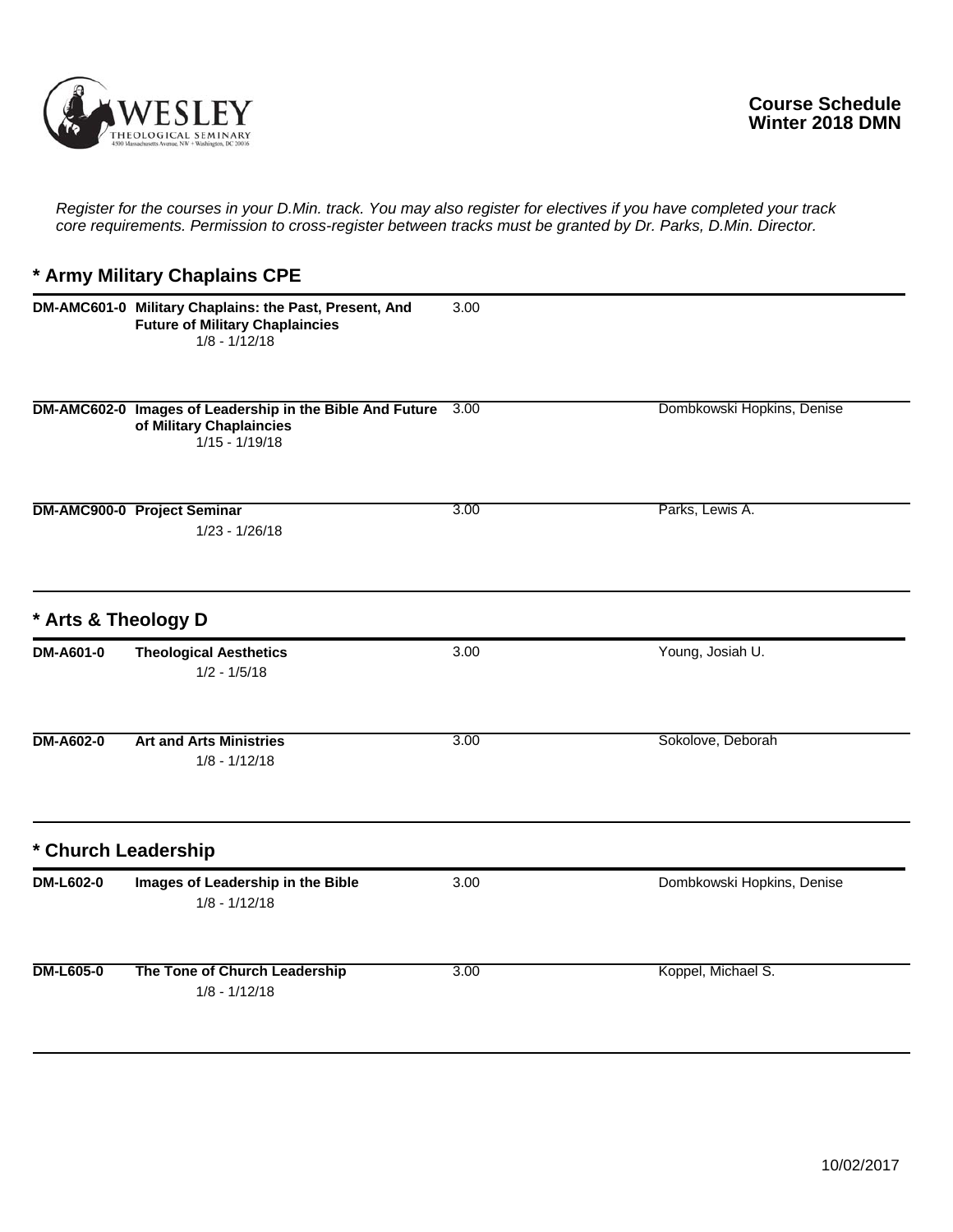# Course Schedule
## Winter 2018 DMN

*Register for the courses in your D.Min. track. You may also register for electives if you have completed your track core requirements. Permission to cross-register between tracks must be granted by Dr. Parks, D.Min. Director.*

## * Army Military Chaplains CPE

| Course | Title / Dates | Credits | Instructor |
|---|---|---|---|
| **DM-AMC601-0** | **Military Chaplains: the Past, Present, And Future of Military Chaplaincies**<br>1/8 - 1/12/18 | 3.00 | |
| **DM-AMC602-0** | **Images of Leadership in the Bible And Future of Military Chaplaincies**<br>1/15 - 1/19/18 | 3.00 | Dombkowski Hopkins, Denise |
| **DM-AMC900-0** | **Project Seminar**<br>1/23 - 1/26/18 | 3.00 | Parks, Lewis A. |

## * Arts & Theology D

| Course | Title / Dates | Credits | Instructor |
|---|---|---|---|
| **DM-A601-0** | **Theological Aesthetics**<br>1/2 - 1/5/18 | 3.00 | Young, Josiah U. |
| **DM-A602-0** | **Art and Arts Ministries**<br>1/8 - 1/12/18 | 3.00 | Sokolove, Deborah |

## * Church Leadership

| Course | Title / Dates | Credits | Instructor |
|---|---|---|---|
| **DM-L602-0** | **Images of Leadership in the Bible**<br>1/8 - 1/12/18 | 3.00 | Dombkowski Hopkins, Denise |
| **DM-L605-0** | **The Tone of Church Leadership**<br>1/8 - 1/12/18 | 3.00 | Koppel, Michael S. |

10/02/2017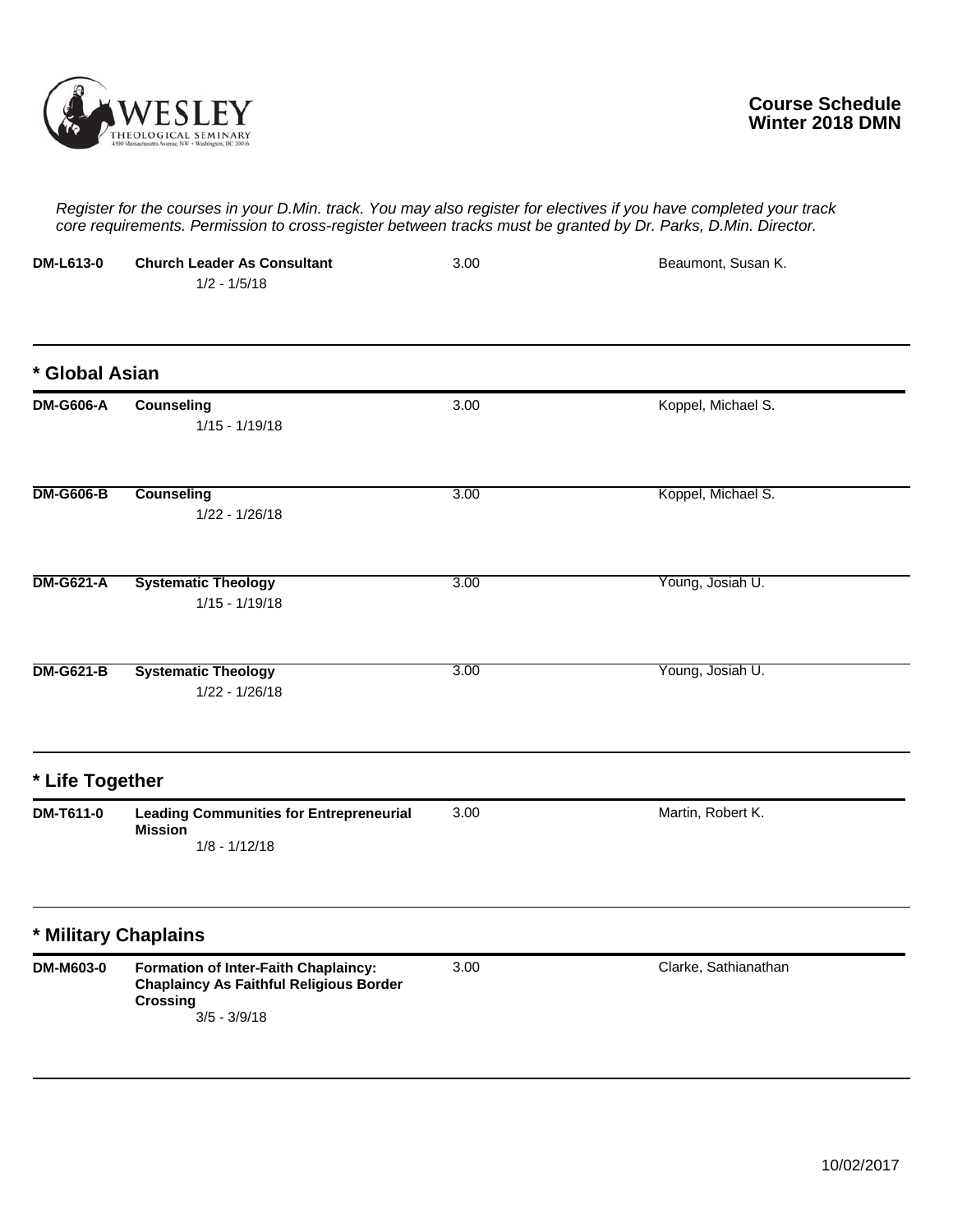**Course Schedule**
**Winter 2018 DMN**

*Register for the courses in your D.Min. track. You may also register for electives if you have completed your track core requirements. Permission to cross-register between tracks must be granted by Dr. Parks, D.Min. Director.*

| | | | |
|---|---|---|---|
| **DM-L613-0** | **Church Leader As Consultant**<br>1/2 - 1/5/18 | 3.00 | Beaumont, Susan K. |

## * Global Asian

| | | | |
|---|---|---|---|
| **DM-G606-A** | **Counseling**<br>1/15 - 1/19/18 | 3.00 | Koppel, Michael S. |
| **DM-G606-B** | **Counseling**<br>1/22 - 1/26/18 | 3.00 | Koppel, Michael S. |
| **DM-G621-A** | **Systematic Theology**<br>1/15 - 1/19/18 | 3.00 | Young, Josiah U. |
| **DM-G621-B** | **Systematic Theology**<br>1/22 - 1/26/18 | 3.00 | Young, Josiah U. |

## * Life Together

| | | | |
|---|---|---|---|
| **DM-T611-0** | **Leading Communities for Entrepreneurial Mission**<br>1/8 - 1/12/18 | 3.00 | Martin, Robert K. |

## * Military Chaplains

| | | | |
|---|---|---|---|
| **DM-M603-0** | **Formation of Inter-Faith Chaplaincy: Chaplaincy As Faithful Religious Border Crossing**<br>3/5 - 3/9/18 | 3.00 | Clarke, Sathianathan |

10/02/2017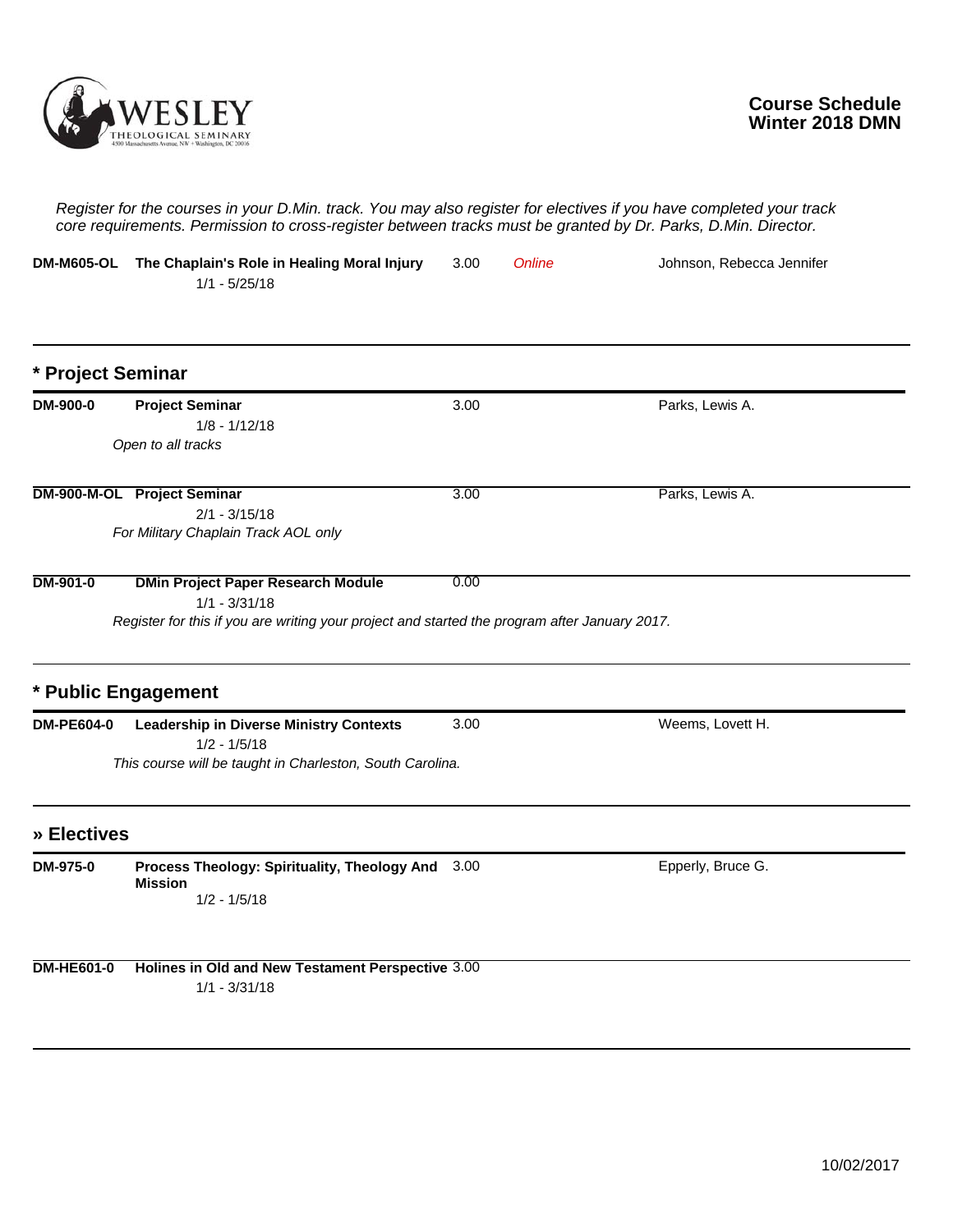**Course Schedule**
**Winter 2018 DMN**

*Register for the courses in your D.Min. track. You may also register for electives if you have completed your track core requirements. Permission to cross-register between tracks must be granted by Dr. Parks, D.Min. Director.*

| | | | | |
|---|---|---|---|---|
| **DM-M605-OL** | **The Chaplain's Role in Healing Moral Injury**<br>1/1 - 5/25/18 | 3.00 | *Online* | Johnson, Rebecca Jennifer |

## * Project Seminar

| | | | | |
|---|---|---|---|---|
| **DM-900-0** | **Project Seminar**<br>1/8 - 1/12/18<br>*Open to all tracks* | 3.00 | | Parks, Lewis A. |
| **DM-900-M-OL** | **Project Seminar**<br>2/1 - 3/15/18<br>*For Military Chaplain Track AOL only* | 3.00 | | Parks, Lewis A. |
| **DM-901-0** | **DMin Project Paper Research Module**<br>1/1 - 3/31/18<br>*Register for this if you are writing your project and started the program after January 2017.* | 0.00 | | |

## * Public Engagement

| | | | | |
|---|---|---|---|---|
| **DM-PE604-0** | **Leadership in Diverse Ministry Contexts**<br>1/2 - 1/5/18<br>*This course will be taught in Charleston, South Carolina.* | 3.00 | | Weems, Lovett H. |

## » Electives

| | | | | |
|---|---|---|---|---|
| **DM-975-0** | **Process Theology: Spirituality, Theology And Mission**<br>1/2 - 1/5/18 | 3.00 | | Epperly, Bruce G. |
| **DM-HE601-0** | **Holines in Old and New Testament Perspective**<br>1/1 - 3/31/18 | 3.00 | | |

10/02/2017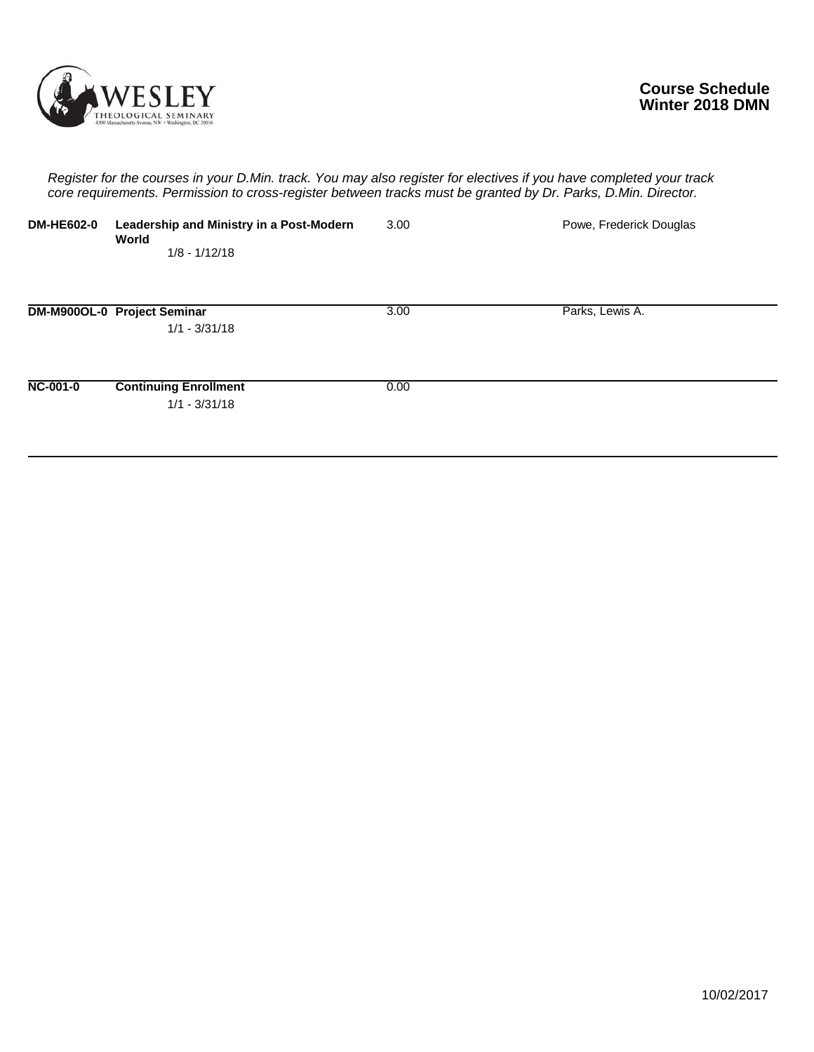**Course Schedule**
**Winter 2018 DMN**

*Register for the courses in your D.Min. track. You may also register for electives if you have completed your track core requirements. Permission to cross-register between tracks must be granted by Dr. Parks, D.Min. Director.*

| | | | |
|---|---|---|---|
| **DM-HE602-0** | **Leadership and Ministry in a Post-Modern World**<br>1/8 - 1/12/18 | 3.00 | Powe, Frederick Douglas |
| **DM-M900OL-0** | **Project Seminar**<br>1/1 - 3/31/18 | 3.00 | Parks, Lewis A. |
| **NC-001-0** | **Continuing Enrollment**<br>1/1 - 3/31/18 | 0.00 | |

10/02/2017